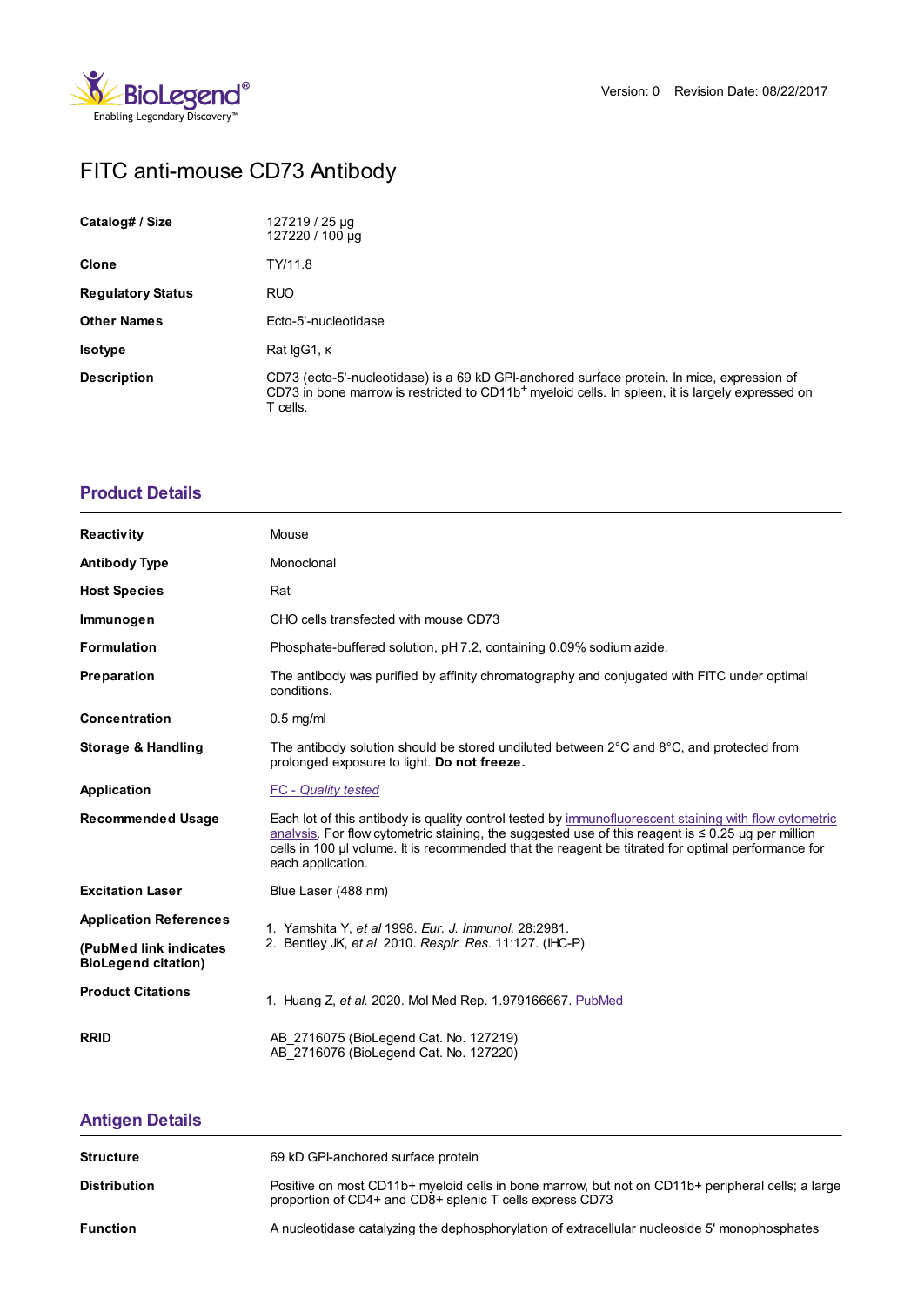Version: 0 Revision Date: 08/22/2017

# FITC anti-mouse CD73 Antibody

| | |
|---|---|
| **Catalog# / Size** | 127219 / 25 µg<br>127220 / 100 µg |
| **Clone** | TY/11.8 |
| **Regulatory Status** | RUO |
| **Other Names** | Ecto-5'-nucleotidase |
| **Isotype** | Rat IgG1, κ |
| **Description** | CD73 (ecto-5'-nucleotidase) is a 69 kD GPI-anchored surface protein. In mice, expression of CD73 in bone marrow is restricted to CD11b$^{+}$ myeloid cells. In spleen, it is largely expressed on T cells. |

## Product Details

| | |
|---|---|
| **Reactivity** | Mouse |
| **Antibody Type** | Monoclonal |
| **Host Species** | Rat |
| **Immunogen** | CHO cells transfected with mouse CD73 |
| **Formulation** | Phosphate-buffered solution, pH 7.2, containing 0.09% sodium azide. |
| **Preparation** | The antibody was purified by affinity chromatography and conjugated with FITC under optimal conditions. |
| **Concentration** | 0.5 mg/ml |
| **Storage & Handling** | The antibody solution should be stored undiluted between 2°C and 8°C, and protected from prolonged exposure to light. **Do not freeze.** |
| **Application** | *FC - Quality tested* |
| **Recommended Usage** | Each lot of this antibody is quality control tested by immunofluorescent staining with flow cytometric analysis. For flow cytometric staining, the suggested use of this reagent is ≤ 0.25 µg per million cells in 100 µl volume. It is recommended that the reagent be titrated for optimal performance for each application. |
| **Excitation Laser** | Blue Laser (488 nm) |
| **Application References**<br>**(PubMed link indicates BioLegend citation)** | 1. Yamshita Y, *et al* 1998. *Eur. J. Immunol.* 28:2981.<br>2. Bentley JK, *et al.* 2010. *Respir. Res.* 11:127. (IHC-P) |
| **Product Citations** | 1. Huang Z, *et al.* 2020. Mol Med Rep. 1.979166667. PubMed |
| **RRID** | AB_2716075 (BioLegend Cat. No. 127219)<br>AB_2716076 (BioLegend Cat. No. 127220) |

## Antigen Details

| | |
|---|---|
| **Structure** | 69 kD GPI-anchored surface protein |
| **Distribution** | Positive on most CD11b+ myeloid cells in bone marrow, but not on CD11b+ peripheral cells; a large proportion of CD4+ and CD8+ splenic T cells express CD73 |
| **Function** | A nucleotidase catalyzing the dephosphorylation of extracellular nucleoside 5' monophosphates |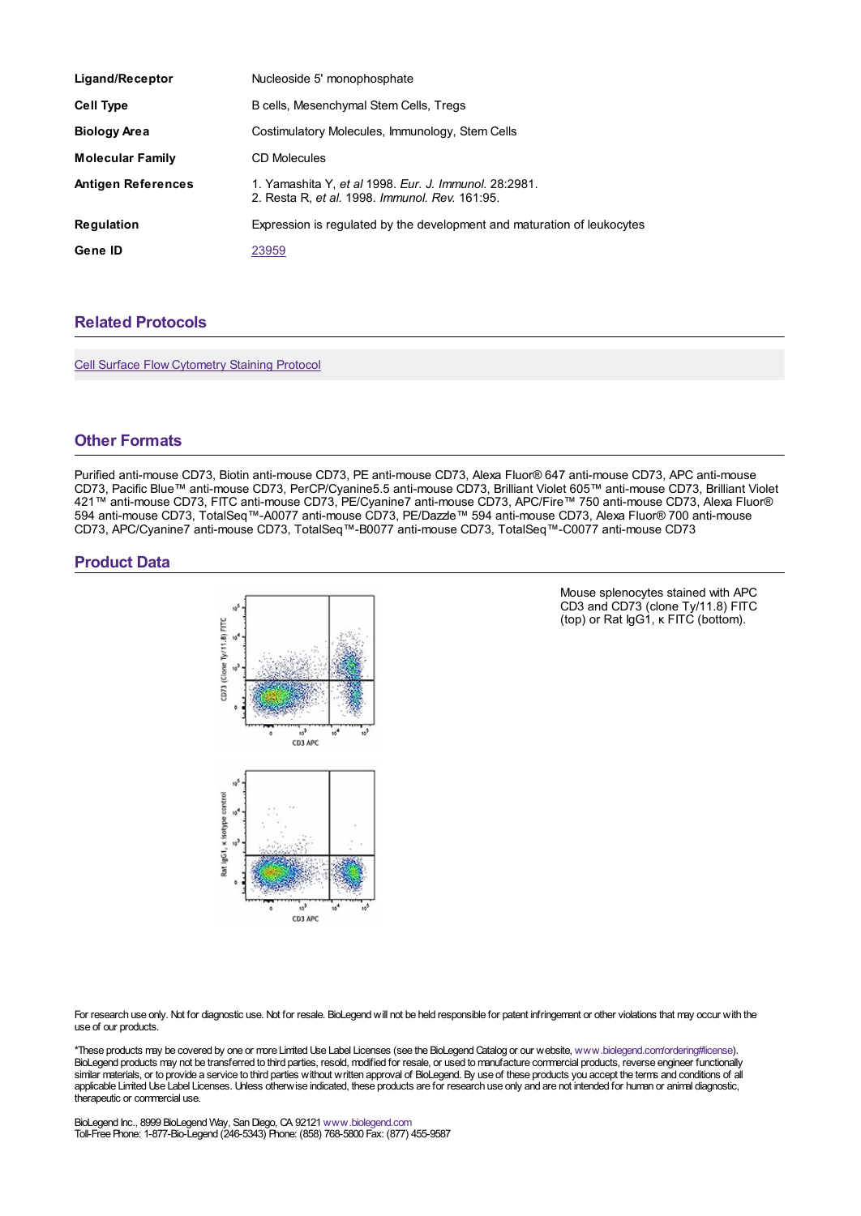| | |
|---|---|
| **Ligand/Receptor** | Nucleoside 5' monophosphate |
| **Cell Type** | B cells, Mesenchymal Stem Cells, Tregs |
| **Biology Area** | Costimulatory Molecules, Immunology, Stem Cells |
| **Molecular Family** | CD Molecules |
| **Antigen References** | 1. Yamashita Y, *et al* 1998. *Eur. J. Immunol.* 28:2981.<br>2. Resta R, *et al.* 1998. *Immunol. Rev.* 161:95. |
| **Regulation** | Expression is regulated by the development and maturation of leukocytes |
| **Gene ID** | 23959 |

## Related Protocols

Cell Surface Flow Cytometry Staining Protocol

## Other Formats

Purified anti-mouse CD73, Biotin anti-mouse CD73, PE anti-mouse CD73, Alexa Fluor® 647 anti-mouse CD73, APC anti-mouse CD73, Pacific Blue™ anti-mouse CD73, PerCP/Cyanine5.5 anti-mouse CD73, Brilliant Violet 605™ anti-mouse CD73, Brilliant Violet 421™ anti-mouse CD73, FITC anti-mouse CD73, PE/Cyanine7 anti-mouse CD73, APC/Fire™ 750 anti-mouse CD73, Alexa Fluor® 594 anti-mouse CD73, TotalSeq™-A0077 anti-mouse CD73, PE/Dazzle™ 594 anti-mouse CD73, Alexa Fluor® 700 anti-mouse CD73, APC/Cyanine7 anti-mouse CD73, TotalSeq™-B0077 anti-mouse CD73, TotalSeq™-C0077 anti-mouse CD73

## Product Data

CD73 (Clone Ty/11.8) FITC
CD3 APC

Rat IgG1, κ isotype control
CD3 APC

Mouse splenocytes stained with APC CD3 and CD73 (clone Ty/11.8) FITC (top) or Rat IgG1, κ FITC (bottom).

For research use only. Not for diagnostic use. Not for resale. BioLegend will not be held responsible for patent infringement or other violations that may occur with the use of our products.

*These products may be covered by one or more Limited Use Label Licenses (see the BioLegend Catalog or our website, www.biolegend.com/ordering#license). BioLegend products may not be transferred to third parties, resold, modified for resale, or used to manufacture commercial products, reverse engineer functionally similar materials, or to provide a service to third parties without written approval of BioLegend. By use of these products you accept the terms and conditions of all applicable Limited Use Label Licenses. Unless otherwise indicated, these products are for research use only and are not intended for human or animal diagnostic, therapeutic or commercial use.

BioLegend Inc., 8999 BioLegend Way, San Diego, CA 92121 www.biolegend.com
Toll-Free Phone: 1-877-Bio-Legend (246-5343) Phone: (858) 768-5800 Fax: (877) 455-9587